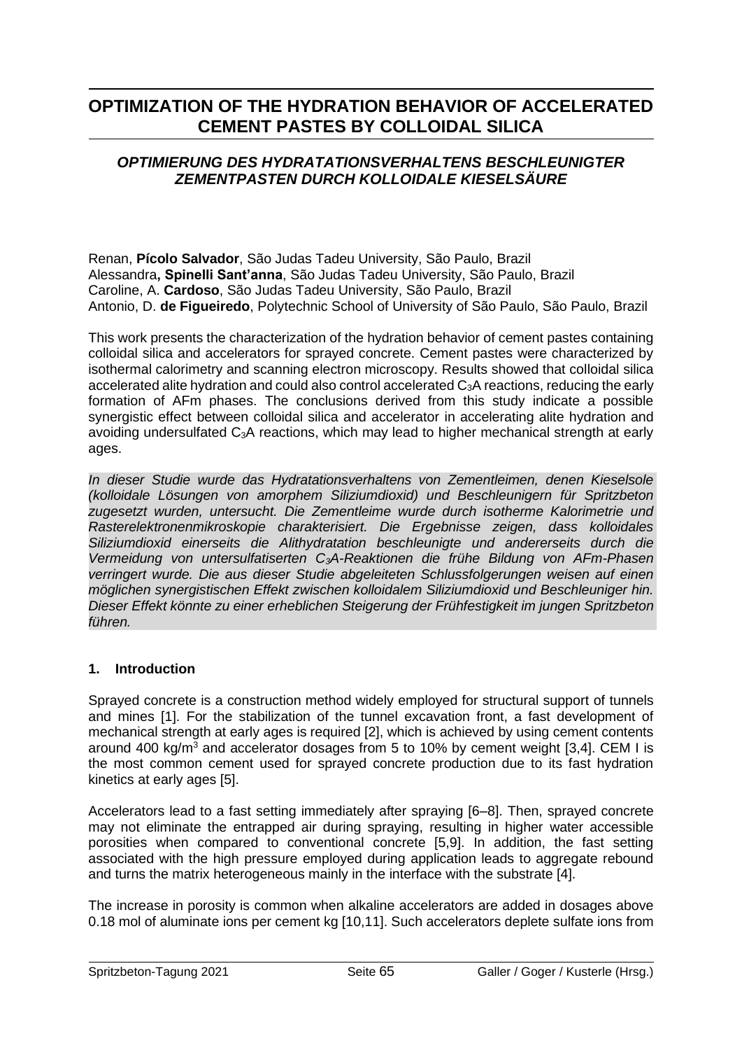# OPTIMIZATION OF THE HYDRATION BEHAVIOR OF ACCELERATED CEMENT PASTES BY COLLOIDAL SILICA

## *OPTIMIERUNG DES HYDRATATIONSVERHALTENS BESCHLEUNIGTER ZEMENTPASTEN DURCH KOLLOIDALE KIESELSÄURE*

Renan, **Pícolo Salvador**, São Judas Tadeu University, São Paulo, Brazil
Alessandra**, Spinelli Sant'anna**, São Judas Tadeu University, São Paulo, Brazil
Caroline, A. **Cardoso**, São Judas Tadeu University, São Paulo, Brazil
Antonio, D. **de Figueiredo**, Polytechnic School of University of São Paulo, São Paulo, Brazil

This work presents the characterization of the hydration behavior of cement pastes containing colloidal silica and accelerators for sprayed concrete. Cement pastes were characterized by isothermal calorimetry and scanning electron microscopy. Results showed that colloidal silica accelerated alite hydration and could also control accelerated $C_3A$ reactions, reducing the early formation of AFm phases. The conclusions derived from this study indicate a possible synergistic effect between colloidal silica and accelerator in accelerating alite hydration and avoiding undersulfated $C_3A$ reactions, which may lead to higher mechanical strength at early ages.

*In dieser Studie wurde das Hydratationsverhaltens von Zementleimen, denen Kieselsole (kolloidale Lösungen von amorphem Siliziumdioxid) und Beschleunigern für Spritzbeton zugesetzt wurden, untersucht. Die Zementleime wurde durch isotherme Kalorimetrie und Rasterelektronenmikroskopie charakterisiert. Die Ergebnisse zeigen, dass kolloidales Siliziumdioxid einerseits die Alithydratation beschleunigte und andererseits durch die Vermeidung von untersulfatiserten $C_3A$-Reaktionen die frühe Bildung von AFm-Phasen verringert wurde. Die aus dieser Studie abgeleiteten Schlussfolgerungen weisen auf einen möglichen synergistischen Effekt zwischen kolloidalem Siliziumdioxid und Beschleuniger hin. Dieser Effekt könnte zu einer erheblichen Steigerung der Frühfestigkeit im jungen Spritzbeton führen.*

### 1. Introduction

Sprayed concrete is a construction method widely employed for structural support of tunnels and mines [1]. For the stabilization of the tunnel excavation front, a fast development of mechanical strength at early ages is required [2], which is achieved by using cement contents around 400 kg/m$^3$ and accelerator dosages from 5 to 10% by cement weight [3,4]. CEM I is the most common cement used for sprayed concrete production due to its fast hydration kinetics at early ages [5].

Accelerators lead to a fast setting immediately after spraying [6–8]. Then, sprayed concrete may not eliminate the entrapped air during spraying, resulting in higher water accessible porosities when compared to conventional concrete [5,9]. In addition, the fast setting associated with the high pressure employed during application leads to aggregate rebound and turns the matrix heterogeneous mainly in the interface with the substrate [4].

The increase in porosity is common when alkaline accelerators are added in dosages above 0.18 mol of aluminate ions per cement kg [10,11]. Such accelerators deplete sulfate ions from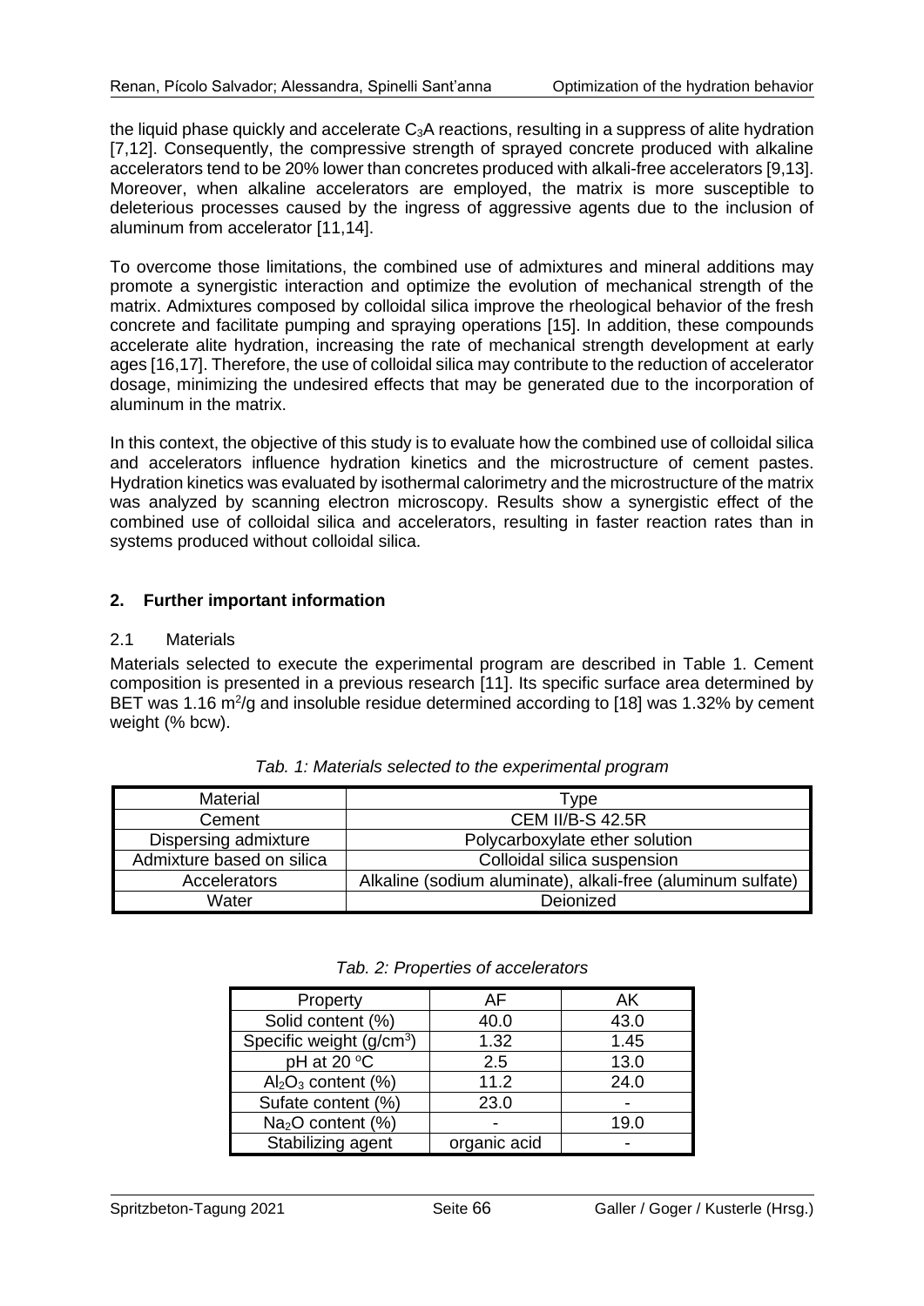the liquid phase quickly and accelerate $C_3A$ reactions, resulting in a suppress of alite hydration [7,12]. Consequently, the compressive strength of sprayed concrete produced with alkaline accelerators tend to be 20% lower than concretes produced with alkali-free accelerators [9,13]. Moreover, when alkaline accelerators are employed, the matrix is more susceptible to deleterious processes caused by the ingress of aggressive agents due to the inclusion of aluminum from accelerator [11,14].

To overcome those limitations, the combined use of admixtures and mineral additions may promote a synergistic interaction and optimize the evolution of mechanical strength of the matrix. Admixtures composed by colloidal silica improve the rheological behavior of the fresh concrete and facilitate pumping and spraying operations [15]. In addition, these compounds accelerate alite hydration, increasing the rate of mechanical strength development at early ages [16,17]. Therefore, the use of colloidal silica may contribute to the reduction of accelerator dosage, minimizing the undesired effects that may be generated due to the incorporation of aluminum in the matrix.

In this context, the objective of this study is to evaluate how the combined use of colloidal silica and accelerators influence hydration kinetics and the microstructure of cement pastes. Hydration kinetics was evaluated by isothermal calorimetry and the microstructure of the matrix was analyzed by scanning electron microscopy. Results show a synergistic effect of the combined use of colloidal silica and accelerators, resulting in faster reaction rates than in systems produced without colloidal silica.

## 2. Further important information

### 2.1 Materials

Materials selected to execute the experimental program are described in Table 1. Cement composition is presented in a previous research [11]. Its specific surface area determined by BET was 1.16 $m^2/g$ and insoluble residue determined according to [18] was 1.32% by cement weight (% bcw).

*Tab. 1: Materials selected to the experimental program*

| Material | Type |
|---|---|
| Cement | CEM II/B-S 42.5R |
| Dispersing admixture | Polycarboxylate ether solution |
| Admixture based on silica | Colloidal silica suspension |
| Accelerators | Alkaline (sodium aluminate), alkali-free (aluminum sulfate) |
| Water | Deionized |

*Tab. 2: Properties of accelerators*

| Property | AF | AK |
|---|---|---|
| Solid content (%) | 40.0 | 43.0 |
| Specific weight ($g/cm^3$) | 1.32 | 1.45 |
| pH at 20 °C | 2.5 | 13.0 |
| $Al_2O_3$ content (%) | 11.2 | 24.0 |
| Sufate content (%) | 23.0 | - |
| $Na_2O$ content (%) | - | 19.0 |
| Stabilizing agent | organic acid | - |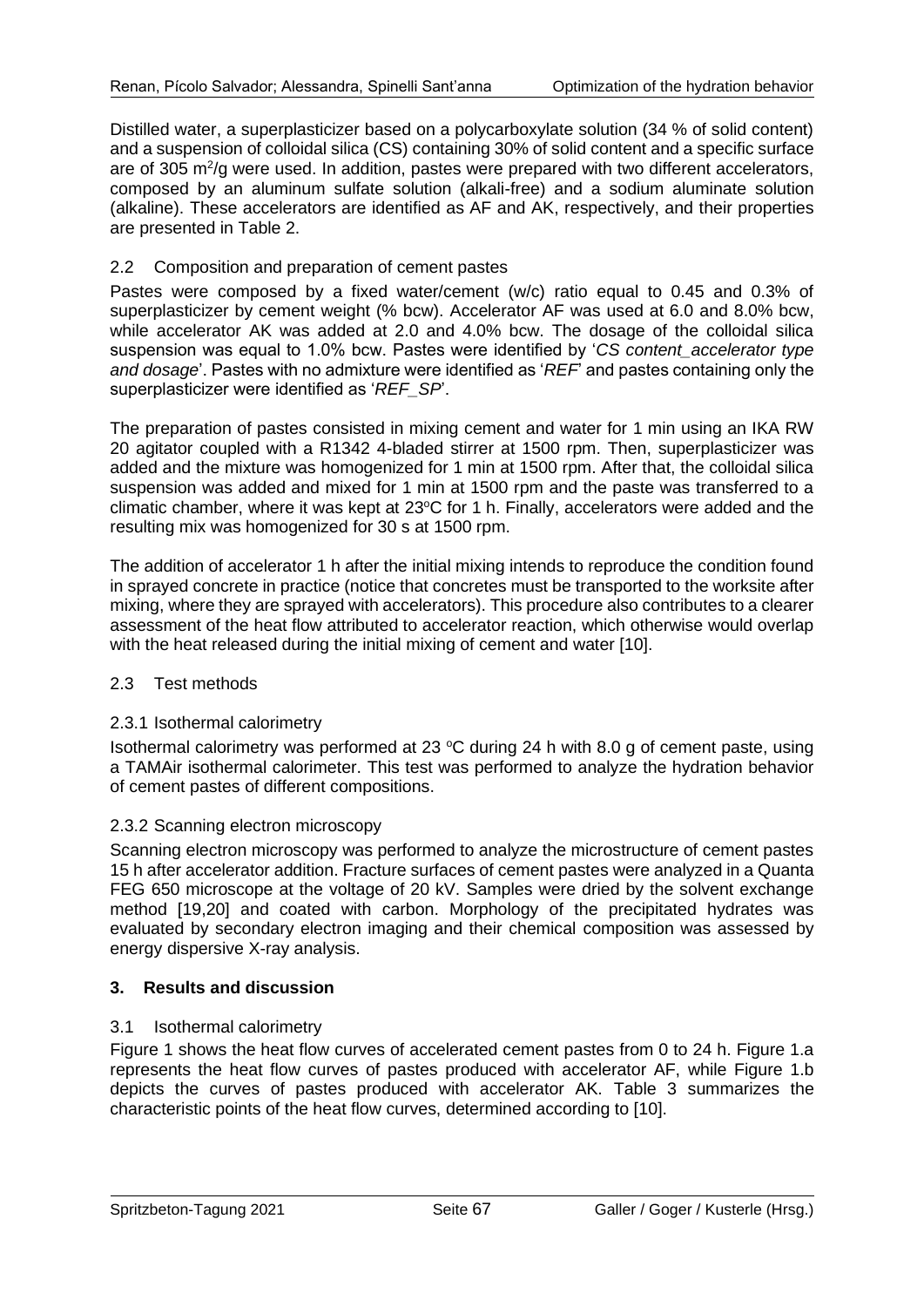Distilled water, a superplasticizer based on a polycarboxylate solution (34 % of solid content) and a suspension of colloidal silica (CS) containing 30% of solid content and a specific surface are of 305 $m^2/g$ were used. In addition, pastes were prepared with two different accelerators, composed by an aluminum sulfate solution (alkali-free) and a sodium aluminate solution (alkaline). These accelerators are identified as AF and AK, respectively, and their properties are presented in Table 2.

## 2.2 Composition and preparation of cement pastes

Pastes were composed by a fixed water/cement (w/c) ratio equal to 0.45 and 0.3% of superplasticizer by cement weight (% bcw). Accelerator AF was used at 6.0 and 8.0% bcw, while accelerator AK was added at 2.0 and 4.0% bcw. The dosage of the colloidal silica suspension was equal to 1.0% bcw. Pastes were identified by '*CS content_accelerator type and dosage*'. Pastes with no admixture were identified as '*REF*' and pastes containing only the superplasticizer were identified as '*REF_SP*'.

The preparation of pastes consisted in mixing cement and water for 1 min using an IKA RW 20 agitator coupled with a R1342 4-bladed stirrer at 1500 rpm. Then, superplasticizer was added and the mixture was homogenized for 1 min at 1500 rpm. After that, the colloidal silica suspension was added and mixed for 1 min at 1500 rpm and the paste was transferred to a climatic chamber, where it was kept at 23°C for 1 h. Finally, accelerators were added and the resulting mix was homogenized for 30 s at 1500 rpm.

The addition of accelerator 1 h after the initial mixing intends to reproduce the condition found in sprayed concrete in practice (notice that concretes must be transported to the worksite after mixing, where they are sprayed with accelerators). This procedure also contributes to a clearer assessment of the heat flow attributed to accelerator reaction, which otherwise would overlap with the heat released during the initial mixing of cement and water [10].

## 2.3 Test methods

### 2.3.1 Isothermal calorimetry

Isothermal calorimetry was performed at 23 °C during 24 h with 8.0 g of cement paste, using a TAMAir isothermal calorimeter. This test was performed to analyze the hydration behavior of cement pastes of different compositions.

### 2.3.2 Scanning electron microscopy

Scanning electron microscopy was performed to analyze the microstructure of cement pastes 15 h after accelerator addition. Fracture surfaces of cement pastes were analyzed in a Quanta FEG 650 microscope at the voltage of 20 kV. Samples were dried by the solvent exchange method [19,20] and coated with carbon. Morphology of the precipitated hydrates was evaluated by secondary electron imaging and their chemical composition was assessed by energy dispersive X-ray analysis.

# 3. Results and discussion

## 3.1 Isothermal calorimetry

Figure 1 shows the heat flow curves of accelerated cement pastes from 0 to 24 h. Figure 1.a represents the heat flow curves of pastes produced with accelerator AF, while Figure 1.b depicts the curves of pastes produced with accelerator AK. Table 3 summarizes the characteristic points of the heat flow curves, determined according to [10].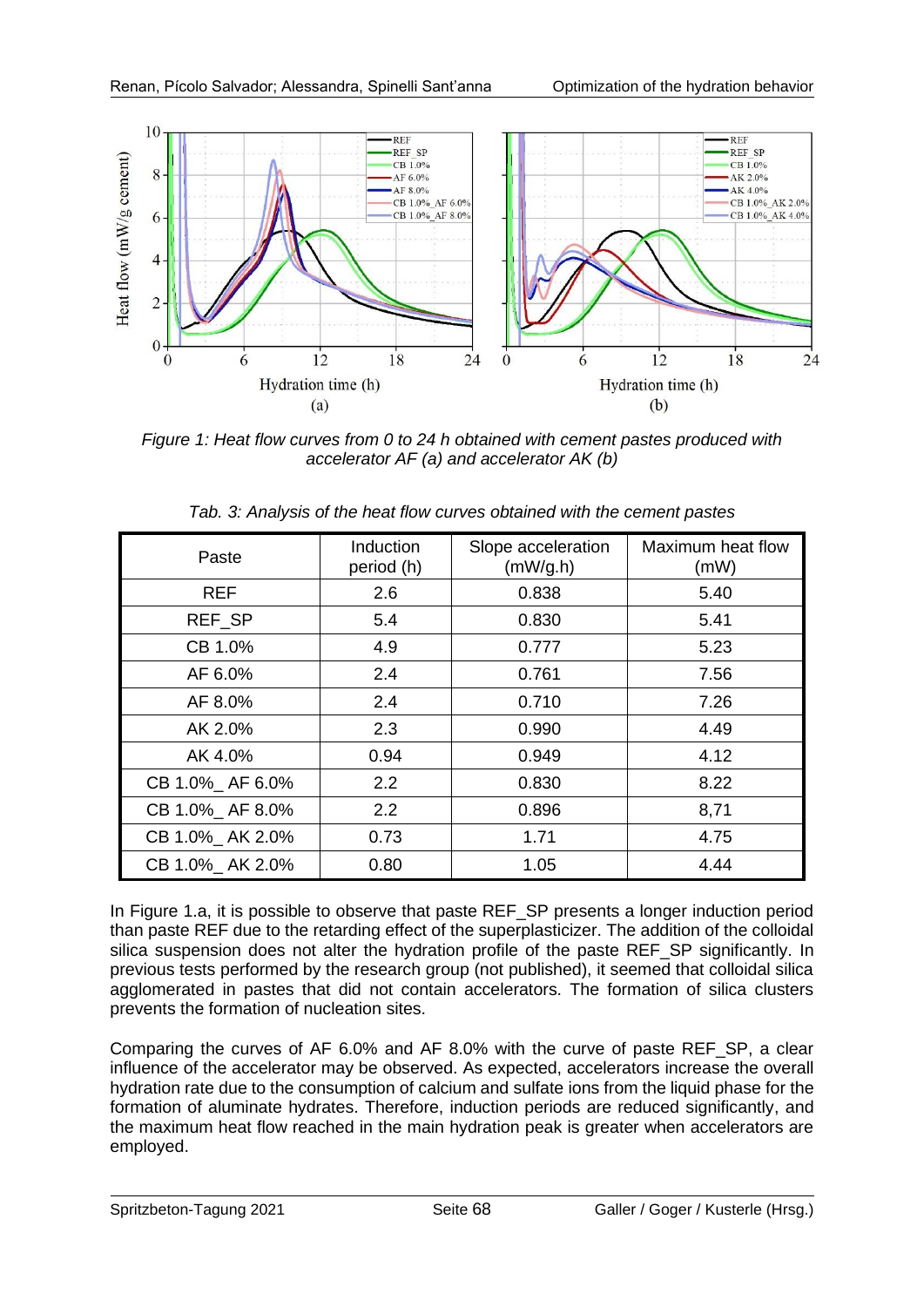Figure 1: Heat flow curves from 0 to 24 h obtained with cement pastes produced with accelerator AF (a) and accelerator AK (b)

Tab. 3: Analysis of the heat flow curves obtained with the cement pastes

| Paste | Induction period (h) | Slope acceleration (mW/g.h) | Maximum heat flow (mW) |
|---|---|---|---|
| REF | 2.6 | 0.838 | 5.40 |
| REF_SP | 5.4 | 0.830 | 5.41 |
| CB 1.0% | 4.9 | 0.777 | 5.23 |
| AF 6.0% | 2.4 | 0.761 | 7.56 |
| AF 8.0% | 2.4 | 0.710 | 7.26 |
| AK 2.0% | 2.3 | 0.990 | 4.49 |
| AK 4.0% | 0.94 | 0.949 | 4.12 |
| CB 1.0%_ AF 6.0% | 2.2 | 0.830 | 8.22 |
| CB 1.0%_ AF 8.0% | 2.2 | 0.896 | 8,71 |
| CB 1.0%_ AK 2.0% | 0.73 | 1.71 | 4.75 |
| CB 1.0%_ AK 2.0% | 0.80 | 1.05 | 4.44 |

In Figure 1.a, it is possible to observe that paste REF_SP presents a longer induction period than paste REF due to the retarding effect of the superplasticizer. The addition of the colloidal silica suspension does not alter the hydration profile of the paste REF_SP significantly. In previous tests performed by the research group (not published), it seemed that colloidal silica agglomerated in pastes that did not contain accelerators. The formation of silica clusters prevents the formation of nucleation sites.

Comparing the curves of AF 6.0% and AF 8.0% with the curve of paste REF_SP, a clear influence of the accelerator may be observed. As expected, accelerators increase the overall hydration rate due to the consumption of calcium and sulfate ions from the liquid phase for the formation of aluminate hydrates. Therefore, induction periods are reduced significantly, and the maximum heat flow reached in the main hydration peak is greater when accelerators are employed.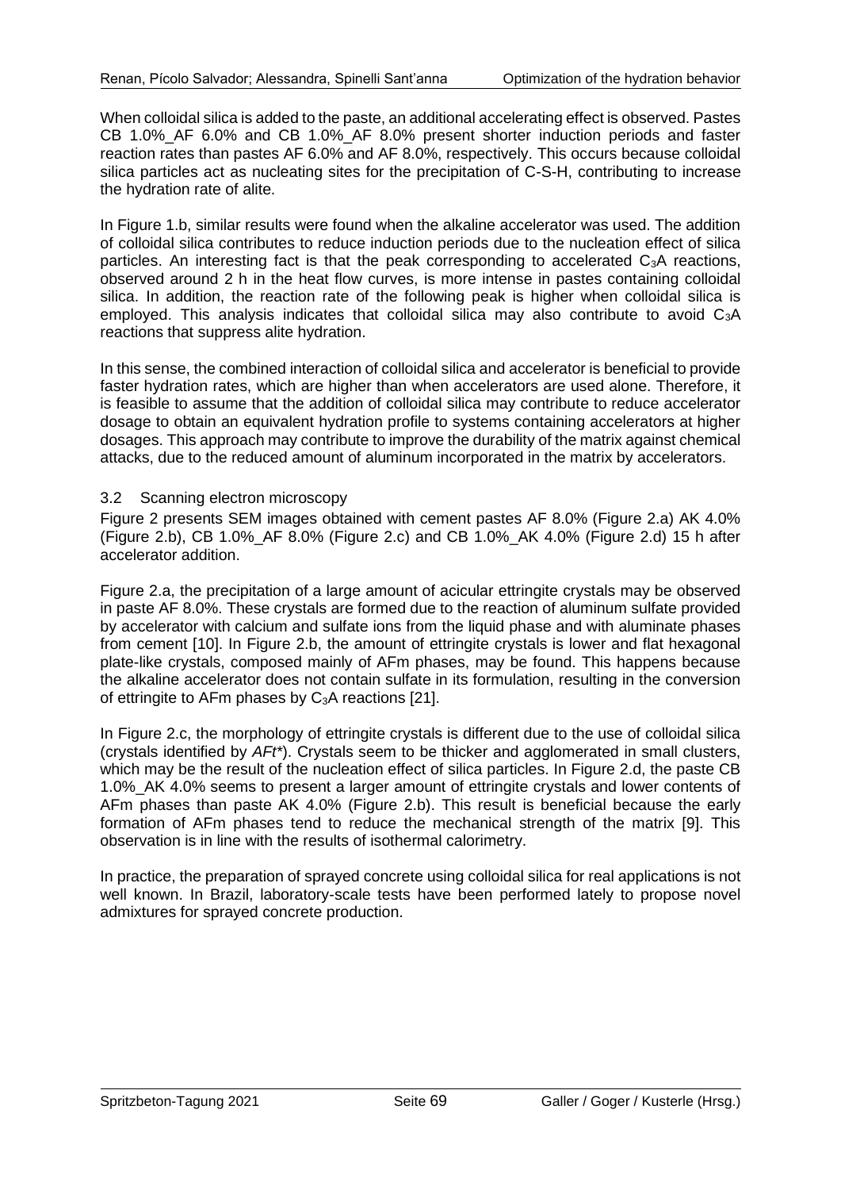When colloidal silica is added to the paste, an additional accelerating effect is observed. Pastes CB 1.0%_AF 6.0% and CB 1.0%_AF 8.0% present shorter induction periods and faster reaction rates than pastes AF 6.0% and AF 8.0%, respectively. This occurs because colloidal silica particles act as nucleating sites for the precipitation of C-S-H, contributing to increase the hydration rate of alite.

In Figure 1.b, similar results were found when the alkaline accelerator was used. The addition of colloidal silica contributes to reduce induction periods due to the nucleation effect of silica particles. An interesting fact is that the peak corresponding to accelerated $C_3A$ reactions, observed around 2 h in the heat flow curves, is more intense in pastes containing colloidal silica. In addition, the reaction rate of the following peak is higher when colloidal silica is employed. This analysis indicates that colloidal silica may also contribute to avoid $C_3A$ reactions that suppress alite hydration.

In this sense, the combined interaction of colloidal silica and accelerator is beneficial to provide faster hydration rates, which are higher than when accelerators are used alone. Therefore, it is feasible to assume that the addition of colloidal silica may contribute to reduce accelerator dosage to obtain an equivalent hydration profile to systems containing accelerators at higher dosages. This approach may contribute to improve the durability of the matrix against chemical attacks, due to the reduced amount of aluminum incorporated in the matrix by accelerators.

## 3.2 Scanning electron microscopy

Figure 2 presents SEM images obtained with cement pastes AF 8.0% (Figure 2.a) AK 4.0% (Figure 2.b), CB 1.0%_AF 8.0% (Figure 2.c) and CB 1.0%_AK 4.0% (Figure 2.d) 15 h after accelerator addition.

Figure 2.a, the precipitation of a large amount of acicular ettringite crystals may be observed in paste AF 8.0%. These crystals are formed due to the reaction of aluminum sulfate provided by accelerator with calcium and sulfate ions from the liquid phase and with aluminate phases from cement [10]. In Figure 2.b, the amount of ettringite crystals is lower and flat hexagonal plate-like crystals, composed mainly of AFm phases, may be found. This happens because the alkaline accelerator does not contain sulfate in its formulation, resulting in the conversion of ettringite to AFm phases by $C_3A$ reactions [21].

In Figure 2.c, the morphology of ettringite crystals is different due to the use of colloidal silica (crystals identified by *AFt\**). Crystals seem to be thicker and agglomerated in small clusters, which may be the result of the nucleation effect of silica particles. In Figure 2.d, the paste CB 1.0%_AK 4.0% seems to present a larger amount of ettringite crystals and lower contents of AFm phases than paste AK 4.0% (Figure 2.b). This result is beneficial because the early formation of AFm phases tend to reduce the mechanical strength of the matrix [9]. This observation is in line with the results of isothermal calorimetry.

In practice, the preparation of sprayed concrete using colloidal silica for real applications is not well known. In Brazil, laboratory-scale tests have been performed lately to propose novel admixtures for sprayed concrete production.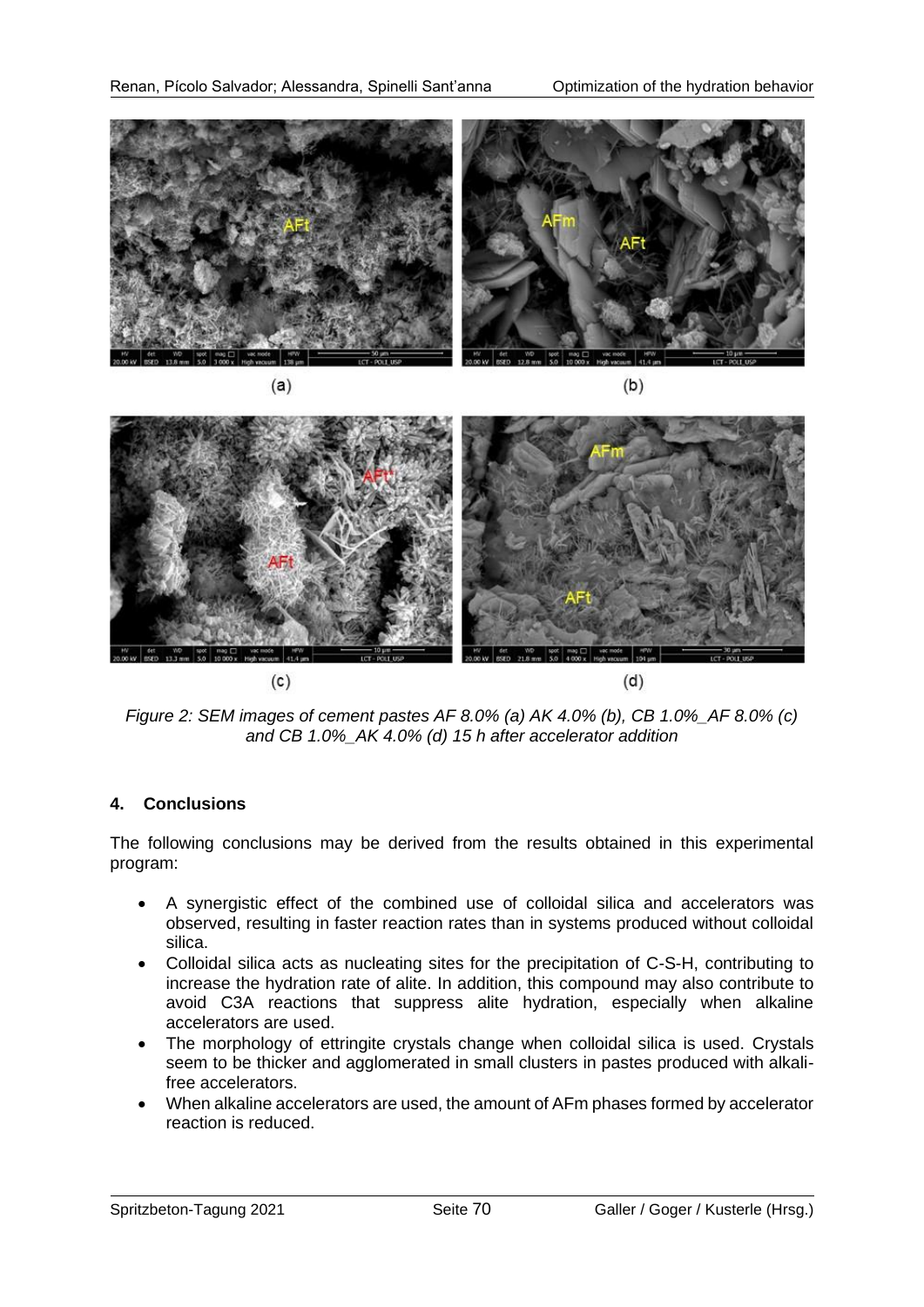(a) (b)

(c) (d)

*Figure 2: SEM images of cement pastes AF 8.0% (a) AK 4.0% (b), CB 1.0%_AF 8.0% (c) and CB 1.0%_AK 4.0% (d) 15 h after accelerator addition*

## 4. Conclusions

The following conclusions may be derived from the results obtained in this experimental program:

- A synergistic effect of the combined use of colloidal silica and accelerators was observed, resulting in faster reaction rates than in systems produced without colloidal silica.
- Colloidal silica acts as nucleating sites for the precipitation of C-S-H, contributing to increase the hydration rate of alite. In addition, this compound may also contribute to avoid C3A reactions that suppress alite hydration, especially when alkaline accelerators are used.
- The morphology of ettringite crystals change when colloidal silica is used. Crystals seem to be thicker and agglomerated in small clusters in pastes produced with alkali-free accelerators.
- When alkaline accelerators are used, the amount of AFm phases formed by accelerator reaction is reduced.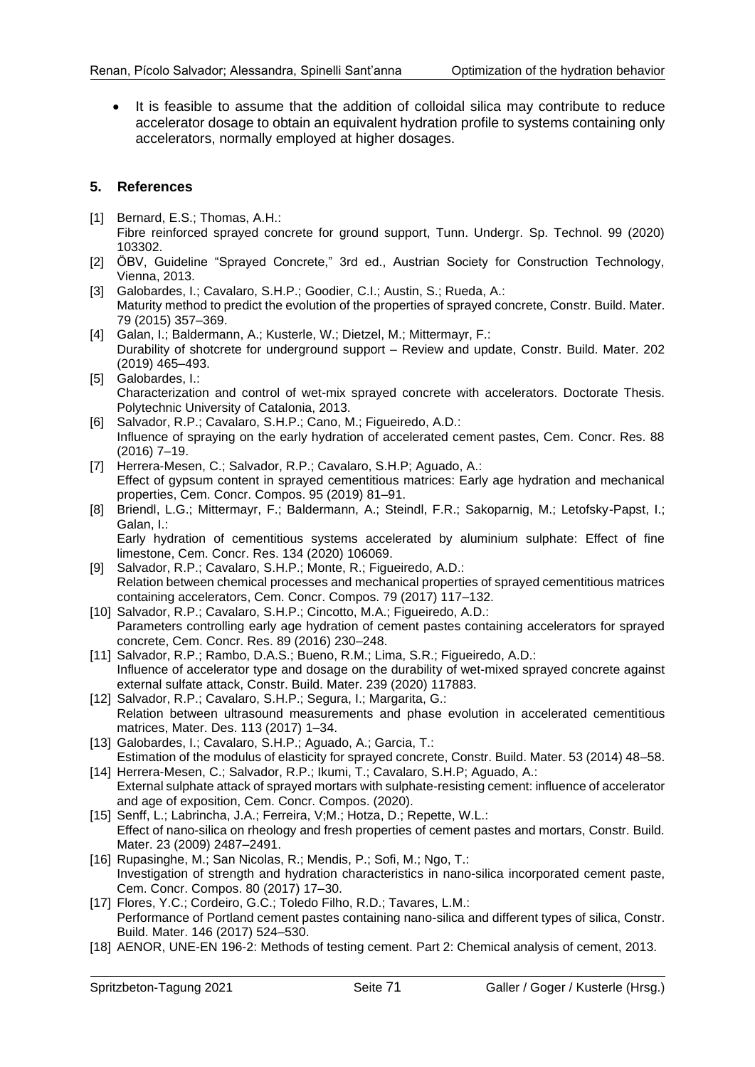- It is feasible to assume that the addition of colloidal silica may contribute to reduce accelerator dosage to obtain an equivalent hydration profile to systems containing only accelerators, normally employed at higher dosages.

## 5. References

[1] Bernard, E.S.; Thomas, A.H.:
Fibre reinforced sprayed concrete for ground support, Tunn. Undergr. Sp. Technol. 99 (2020) 103302.

[2] ÖBV, Guideline "Sprayed Concrete," 3rd ed., Austrian Society for Construction Technology, Vienna, 2013.

[3] Galobardes, I.; Cavalaro, S.H.P.; Goodier, C.I.; Austin, S.; Rueda, A.:
Maturity method to predict the evolution of the properties of sprayed concrete, Constr. Build. Mater. 79 (2015) 357–369.

[4] Galan, I.; Baldermann, A.; Kusterle, W.; Dietzel, M.; Mittermayr, F.:
Durability of shotcrete for underground support – Review and update, Constr. Build. Mater. 202 (2019) 465–493.

[5] Galobardes, I.:
Characterization and control of wet-mix sprayed concrete with accelerators. Doctorate Thesis. Polytechnic University of Catalonia, 2013.

[6] Salvador, R.P.; Cavalaro, S.H.P.; Cano, M.; Figueiredo, A.D.:
Influence of spraying on the early hydration of accelerated cement pastes, Cem. Concr. Res. 88 (2016) 7–19.

[7] Herrera-Mesen, C.; Salvador, R.P.; Cavalaro, S.H.P; Aguado, A.:
Effect of gypsum content in sprayed cementitious matrices: Early age hydration and mechanical properties, Cem. Concr. Compos. 95 (2019) 81–91.

[8] Briendl, L.G.; Mittermayr, F.; Baldermann, A.; Steindl, F.R.; Sakoparnig, M.; Letofsky-Papst, I.; Galan, I.:
Early hydration of cementitious systems accelerated by aluminium sulphate: Effect of fine limestone, Cem. Concr. Res. 134 (2020) 106069.

[9] Salvador, R.P.; Cavalaro, S.H.P.; Monte, R.; Figueiredo, A.D.:
Relation between chemical processes and mechanical properties of sprayed cementitious matrices containing accelerators, Cem. Concr. Compos. 79 (2017) 117–132.

[10] Salvador, R.P.; Cavalaro, S.H.P.; Cincotto, M.A.; Figueiredo, A.D.:
Parameters controlling early age hydration of cement pastes containing accelerators for sprayed concrete, Cem. Concr. Res. 89 (2016) 230–248.

[11] Salvador, R.P.; Rambo, D.A.S.; Bueno, R.M.; Lima, S.R.; Figueiredo, A.D.:
Influence of accelerator type and dosage on the durability of wet-mixed sprayed concrete against external sulfate attack, Constr. Build. Mater. 239 (2020) 117883.

[12] Salvador, R.P.; Cavalaro, S.H.P.; Segura, I.; Margarita, G.:
Relation between ultrasound measurements and phase evolution in accelerated cementitious matrices, Mater. Des. 113 (2017) 1–34.

[13] Galobardes, I.; Cavalaro, S.H.P.; Aguado, A.; Garcia, T.:
Estimation of the modulus of elasticity for sprayed concrete, Constr. Build. Mater. 53 (2014) 48–58.

[14] Herrera-Mesen, C.; Salvador, R.P.; Ikumi, T.; Cavalaro, S.H.P; Aguado, A.:
External sulphate attack of sprayed mortars with sulphate-resisting cement: influence of accelerator and age of exposition, Cem. Concr. Compos. (2020).

[15] Senff, L.; Labrincha, J.A.; Ferreira, V;M.; Hotza, D.; Repette, W.L.:
Effect of nano-silica on rheology and fresh properties of cement pastes and mortars, Constr. Build. Mater. 23 (2009) 2487–2491.

[16] Rupasinghe, M.; San Nicolas, R.; Mendis, P.; Sofi, M.; Ngo, T.:
Investigation of strength and hydration characteristics in nano-silica incorporated cement paste, Cem. Concr. Compos. 80 (2017) 17–30.

[17] Flores, Y.C.; Cordeiro, G.C.; Toledo Filho, R.D.; Tavares, L.M.:
Performance of Portland cement pastes containing nano-silica and different types of silica, Constr. Build. Mater. 146 (2017) 524–530.

[18] AENOR, UNE-EN 196-2: Methods of testing cement. Part 2: Chemical analysis of cement, 2013.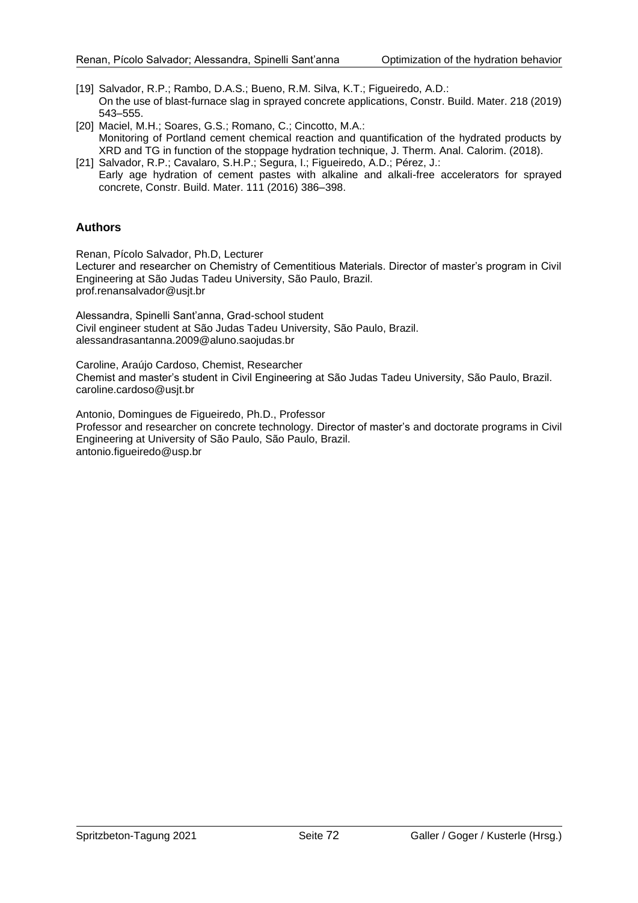[19] Salvador, R.P.; Rambo, D.A.S.; Bueno, R.M. Silva, K.T.; Figueiredo, A.D.: On the use of blast-furnace slag in sprayed concrete applications, Constr. Build. Mater. 218 (2019) 543–555.

[20] Maciel, M.H.; Soares, G.S.; Romano, C.; Cincotto, M.A.: Monitoring of Portland cement chemical reaction and quantification of the hydrated products by XRD and TG in function of the stoppage hydration technique, J. Therm. Anal. Calorim. (2018).

[21] Salvador, R.P.; Cavalaro, S.H.P.; Segura, I.; Figueiredo, A.D.; Pérez, J.: Early age hydration of cement pastes with alkaline and alkali-free accelerators for sprayed concrete, Constr. Build. Mater. 111 (2016) 386–398.

## Authors

Renan, Pícolo Salvador, Ph.D, Lecturer
Lecturer and researcher on Chemistry of Cementitious Materials. Director of master's program in Civil Engineering at São Judas Tadeu University, São Paulo, Brazil.
prof.renansalvador@usjt.br

Alessandra, Spinelli Sant'anna, Grad-school student
Civil engineer student at São Judas Tadeu University, São Paulo, Brazil.
alessandrasantanna.2009@aluno.saojudas.br

Caroline, Araújo Cardoso, Chemist, Researcher
Chemist and master's student in Civil Engineering at São Judas Tadeu University, São Paulo, Brazil.
caroline.cardoso@usjt.br

Antonio, Domingues de Figueiredo, Ph.D., Professor
Professor and researcher on concrete technology. Director of master's and doctorate programs in Civil Engineering at University of São Paulo, São Paulo, Brazil.
antonio.figueiredo@usp.br